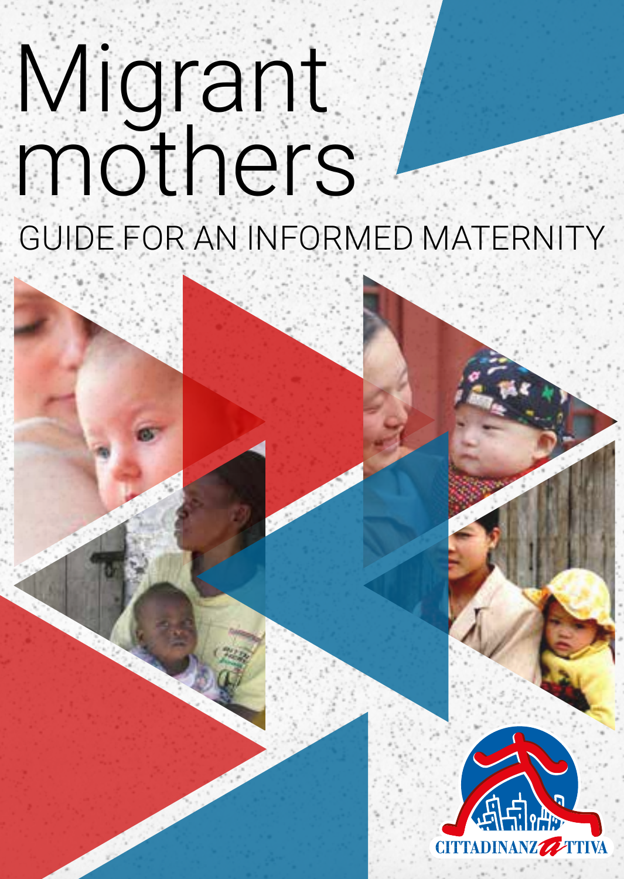# Migrant mothers

## GUIDE FOR AN INFORMED MATERNITY

CITTADINANZATTIVA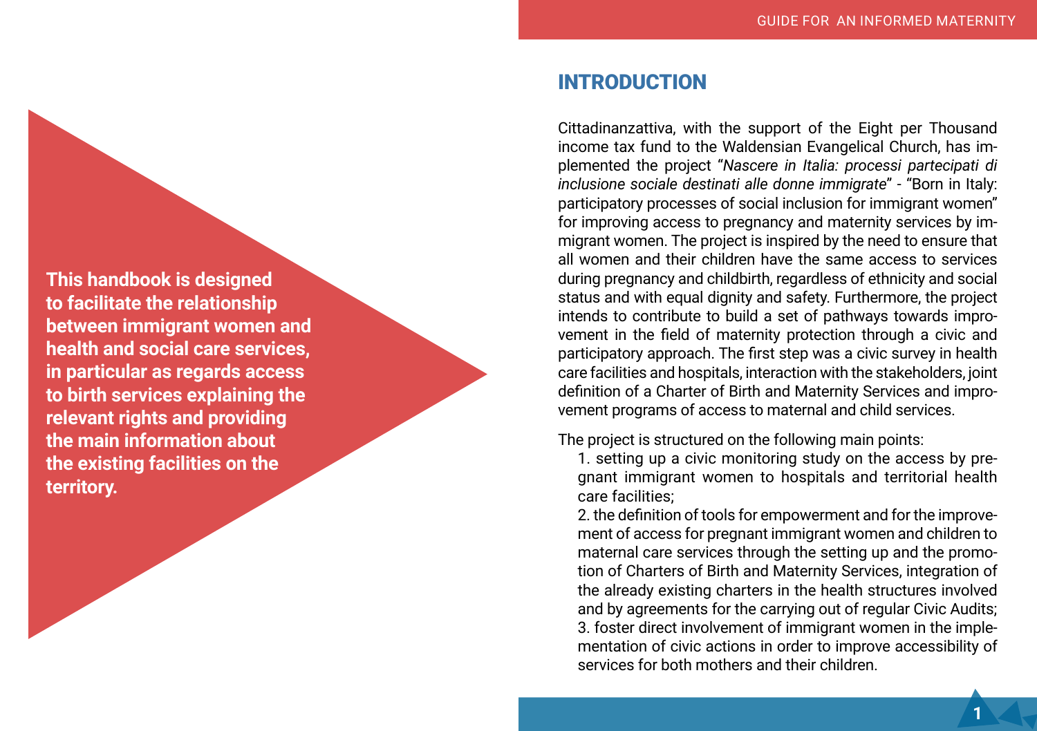**This handbook is designed to facilitate the relationship between immigrant women and health and social care services, in particular as regards access to birth services explaining the relevant rights and providing the main information about the existing facilities on the territory.**

## INTRODUCTION

Cittadinanzattiva, with the support of the Eight per Thousand income tax fund to the Waldensian Evangelical Church, has implemented the project "*Nascere in Italia: processi partecipati di inclusione sociale destinati alle donne immigrate*" - "Born in Italy: participatory processes of social inclusion for immigrant women" for improving access to pregnancy and maternity services by immigrant women. The project is inspired by the need to ensure that all women and their children have the same access to services during pregnancy and childbirth, regardless of ethnicity and social status and with equal dignity and safety. Furthermore, the project intends to contribute to build a set of pathways towards improvement in the field of maternity protection through a civic and participatory approach. The first step was a civic survey in health care facilities and hospitals, interaction with the stakeholders, joint definition of a Charter of Birth and Maternity Services and improvement programs of access to maternal and child services.

The project is structured on the following main points:

1. setting up a civic monitoring study on the access by pregnant immigrant women to hospitals and territorial health care facilities;
2. the definition of tools for empowerment and for the improvement of access for pregnant immigrant women and children to maternal care services through the setting up and the promotion of Charters of Birth and Maternity Services, integration of the already existing charters in the health structures involved and by agreements for the carrying out of regular Civic Audits;
3. foster direct involvement of immigrant women in the implementation of civic actions in order to improve accessibility of services for both mothers and their children.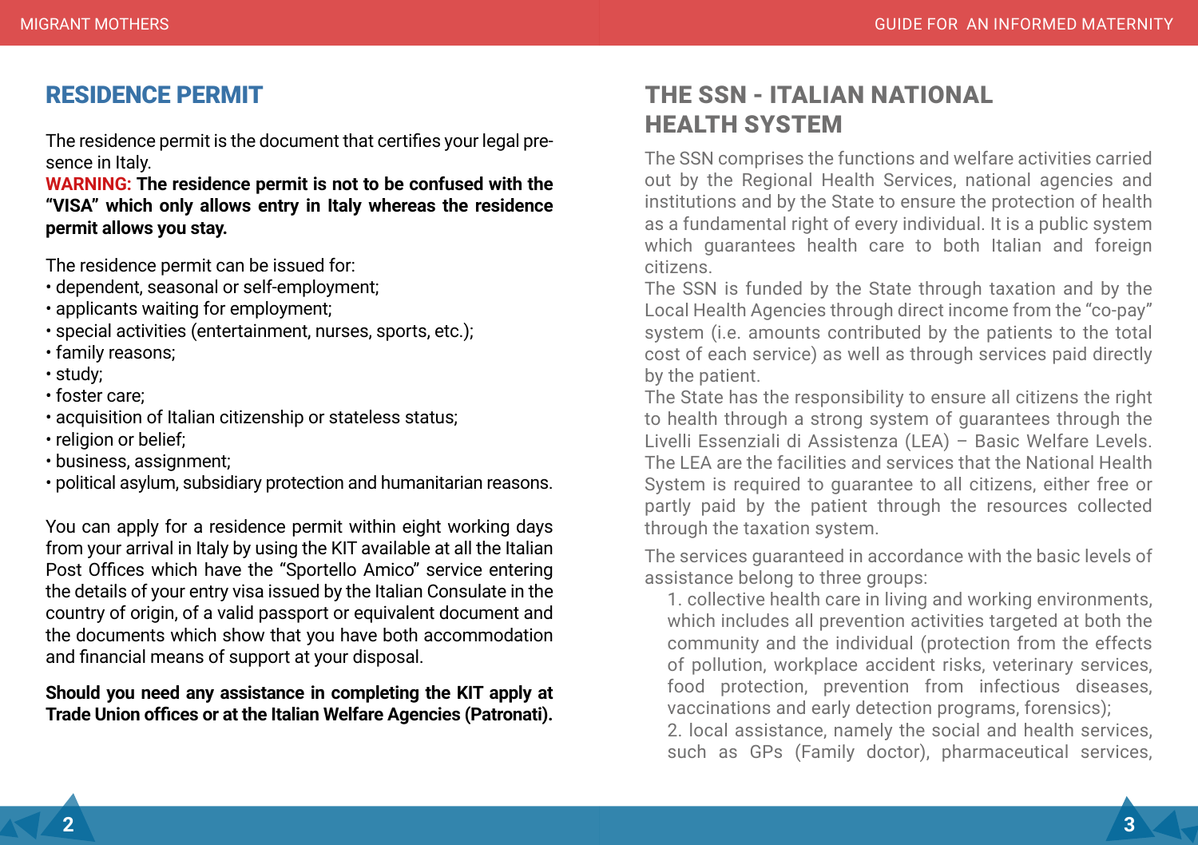## RESIDENCE PERMIT

The residence permit is the document that certifies your legal presence in Italy.
WARNING: **The residence permit is not to be confused with the "VISA" which only allows entry in Italy whereas the residence permit allows you stay.**

The residence permit can be issued for:
- dependent, seasonal or self-employment;
- applicants waiting for employment;
- special activities (entertainment, nurses, sports, etc.);
- family reasons;
- study;
- foster care;
- acquisition of Italian citizenship or stateless status;
- religion or belief;
- business, assignment;
- political asylum, subsidiary protection and humanitarian reasons.

You can apply for a residence permit within eight working days from your arrival in Italy by using the KIT available at all the Italian Post Offices which have the "Sportello Amico" service entering the details of your entry visa issued by the Italian Consulate in the country of origin, of a valid passport or equivalent document and the documents which show that you have both accommodation and financial means of support at your disposal.

**Should you need any assistance in completing the KIT apply at Trade Union offices or at the Italian Welfare Agencies (Patronati).**

## THE SSN - ITALIAN NATIONAL HEALTH SYSTEM

The SSN comprises the functions and welfare activities carried out by the Regional Health Services, national agencies and institutions and by the State to ensure the protection of health as a fundamental right of every individual. It is a public system which guarantees health care to both Italian and foreign citizens.
The SSN is funded by the State through taxation and by the Local Health Agencies through direct income from the "co-pay" system (i.e. amounts contributed by the patients to the total cost of each service) as well as through services paid directly by the patient.
The State has the responsibility to ensure all citizens the right to health through a strong system of guarantees through the Livelli Essenziali di Assistenza (LEA) – Basic Welfare Levels. The LEA are the facilities and services that the National Health System is required to guarantee to all citizens, either free or partly paid by the patient through the resources collected through the taxation system.

The services guaranteed in accordance with the basic levels of assistance belong to three groups:

1. collective health care in living and working environments, which includes all prevention activities targeted at both the community and the individual (protection from the effects of pollution, workplace accident risks, veterinary services, food protection, prevention from infectious diseases, vaccinations and early detection programs, forensics);
2. local assistance, namely the social and health services, such as GPs (Family doctor), pharmaceutical services,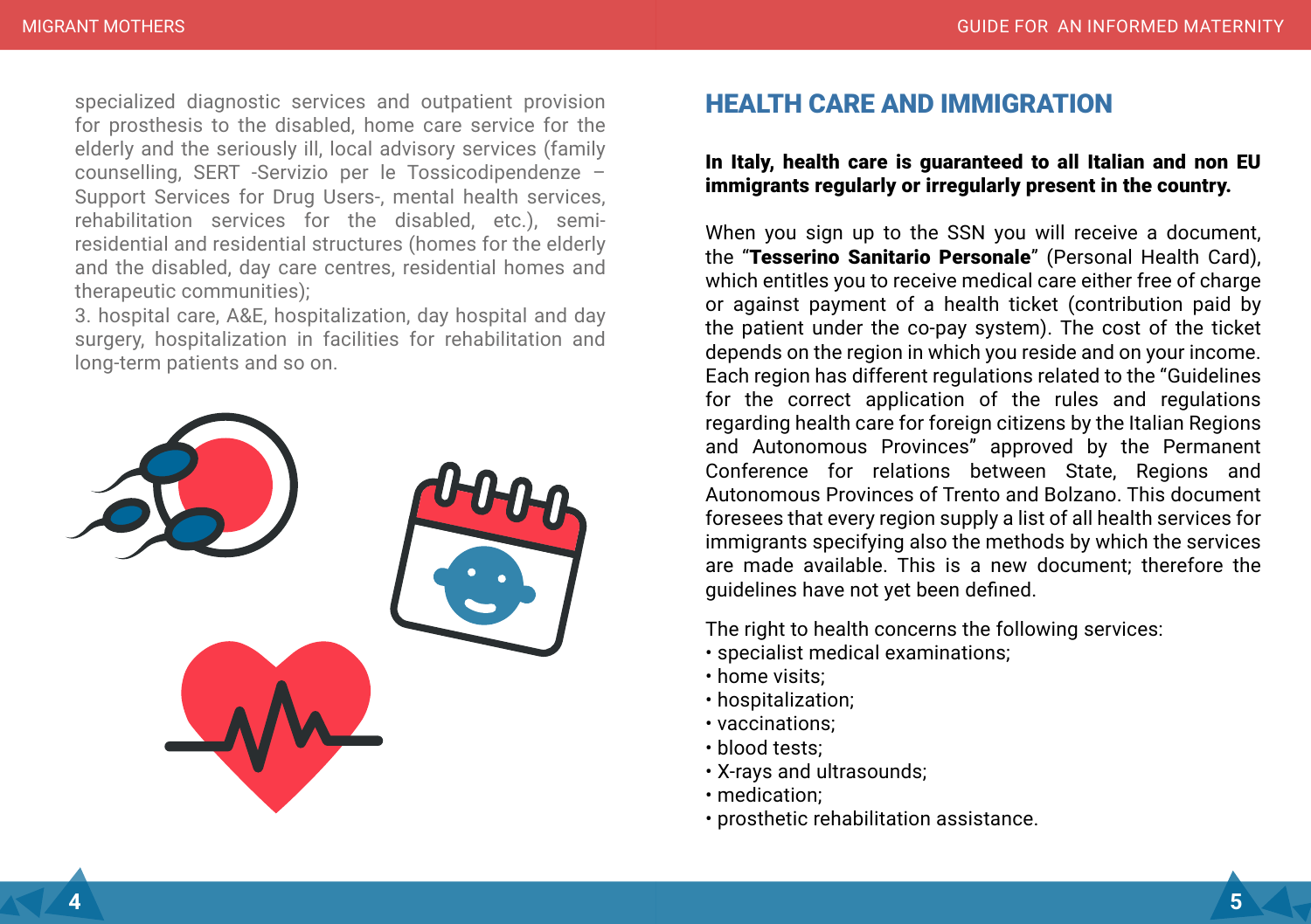specialized diagnostic services and outpatient provision for prosthesis to the disabled, home care service for the elderly and the seriously ill, local advisory services (family counselling, SERT -Servizio per le Tossicodipendenze – Support Services for Drug Users-, mental health services, rehabilitation services for the disabled, etc.), semi-residential and residential structures (homes for the elderly and the disabled, day care centres, residential homes and therapeutic communities);

3. hospital care, A&E, hospitalization, day hospital and day surgery, hospitalization in facilities for rehabilitation and long-term patients and so on.

## HEALTH CARE AND IMMIGRATION

**In Italy, health care is guaranteed to all Italian and non EU immigrants regularly or irregularly present in the country.**

When you sign up to the SSN you will receive a document, the "**Tesserino Sanitario Personale**" (Personal Health Card), which entitles you to receive medical care either free of charge or against payment of a health ticket (contribution paid by the patient under the co-pay system). The cost of the ticket depends on the region in which you reside and on your income. Each region has different regulations related to the "Guidelines for the correct application of the rules and regulations regarding health care for foreign citizens by the Italian Regions and Autonomous Provinces" approved by the Permanent Conference for relations between State, Regions and Autonomous Provinces of Trento and Bolzano. This document foresees that every region supply a list of all health services for immigrants specifying also the methods by which the services are made available. This is a new document; therefore the guidelines have not yet been defined.

The right to health concerns the following services:

- specialist medical examinations;
- home visits;
- hospitalization;
- vaccinations;
- blood tests;
- X-rays and ultrasounds;
- medication;
- prosthetic rehabilitation assistance.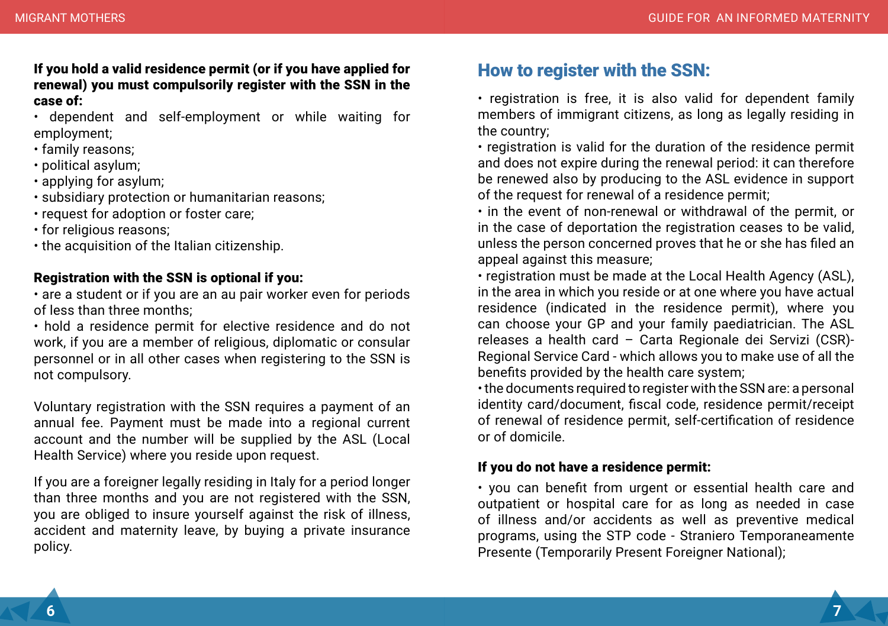**If you hold a valid residence permit (or if you have applied for renewal) you must compulsorily register with the SSN in the case of:**

- dependent and self-employment or while waiting for employment;
- family reasons;
- political asylum;
- applying for asylum;
- subsidiary protection or humanitarian reasons;
- request for adoption or foster care;
- for religious reasons;
- the acquisition of the Italian citizenship.

**Registration with the SSN is optional if you:**

- are a student or if you are an au pair worker even for periods of less than three months;
- hold a residence permit for elective residence and do not work, if you are a member of religious, diplomatic or consular personnel or in all other cases when registering to the SSN is not compulsory.

Voluntary registration with the SSN requires a payment of an annual fee. Payment must be made into a regional current account and the number will be supplied by the ASL (Local Health Service) where you reside upon request.

If you are a foreigner legally residing in Italy for a period longer than three months and you are not registered with the SSN, you are obliged to insure yourself against the risk of illness, accident and maternity leave, by buying a private insurance policy.

## How to register with the SSN:

- registration is free, it is also valid for dependent family members of immigrant citizens, as long as legally residing in the country;
- registration is valid for the duration of the residence permit and does not expire during the renewal period: it can therefore be renewed also by producing to the ASL evidence in support of the request for renewal of a residence permit;
- in the event of non-renewal or withdrawal of the permit, or in the case of deportation the registration ceases to be valid, unless the person concerned proves that he or she has filed an appeal against this measure;
- registration must be made at the Local Health Agency (ASL), in the area in which you reside or at one where you have actual residence (indicated in the residence permit), where you can choose your GP and your family paediatrician. The ASL releases a health card – Carta Regionale dei Servizi (CSR)- Regional Service Card - which allows you to make use of all the benefits provided by the health care system;
- the documents required to register with the SSN are: a personal identity card/document, fiscal code, residence permit/receipt of renewal of residence permit, self-certification of residence or of domicile.

**If you do not have a residence permit:**

- you can benefit from urgent or essential health care and outpatient or hospital care for as long as needed in case of illness and/or accidents as well as preventive medical programs, using the STP code - Straniero Temporaneamente Presente (Temporarily Present Foreigner National);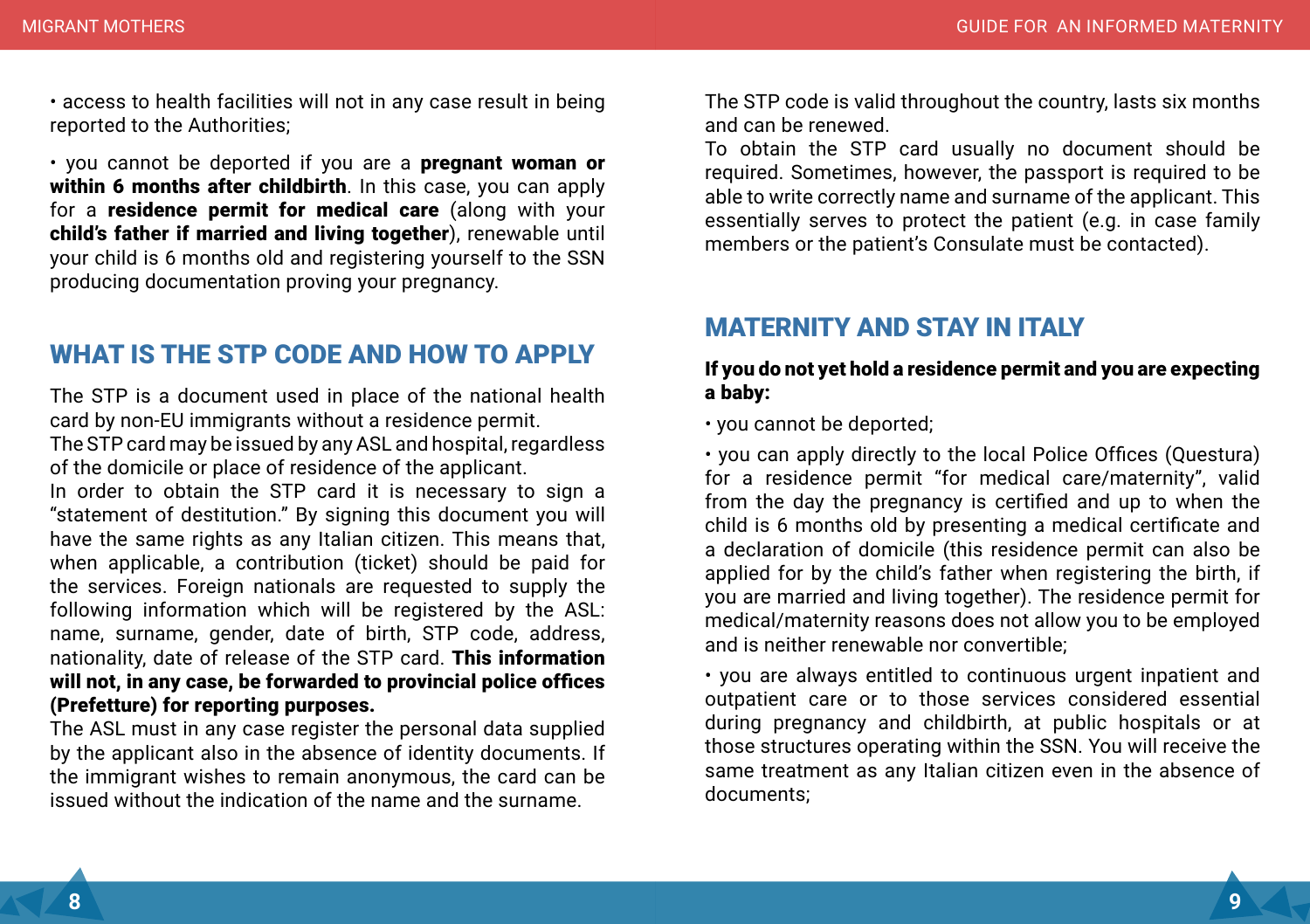- access to health facilities will not in any case result in being reported to the Authorities;

- you cannot be deported if you are a **pregnant woman or within 6 months after childbirth**. In this case, you can apply for a **residence permit for medical care** (along with your **child's father if married and living together**), renewable until your child is 6 months old and registering yourself to the SSN producing documentation proving your pregnancy.

## WHAT IS THE STP CODE AND HOW TO APPLY

The STP is a document used in place of the national health card by non-EU immigrants without a residence permit.
The STP card may be issued by any ASL and hospital, regardless of the domicile or place of residence of the applicant.
In order to obtain the STP card it is necessary to sign a "statement of destitution." By signing this document you will have the same rights as any Italian citizen. This means that, when applicable, a contribution (ticket) should be paid for the services. Foreign nationals are requested to supply the following information which will be registered by the ASL: name, surname, gender, date of birth, STP code, address, nationality, date of release of the STP card. **This information will not, in any case, be forwarded to provincial police offices (Prefetture) for reporting purposes.**
The ASL must in any case register the personal data supplied by the applicant also in the absence of identity documents. If the immigrant wishes to remain anonymous, the card can be issued without the indication of the name and the surname.

The STP code is valid throughout the country, lasts six months and can be renewed.
To obtain the STP card usually no document should be required. Sometimes, however, the passport is required to be able to write correctly name and surname of the applicant. This essentially serves to protect the patient (e.g. in case family members or the patient's Consulate must be contacted).

## MATERNITY AND STAY IN ITALY

**If you do not yet hold a residence permit and you are expecting a baby:**

- you cannot be deported;

- you can apply directly to the local Police Offices (Questura) for a residence permit "for medical care/maternity", valid from the day the pregnancy is certified and up to when the child is 6 months old by presenting a medical certificate and a declaration of domicile (this residence permit can also be applied for by the child's father when registering the birth, if you are married and living together). The residence permit for medical/maternity reasons does not allow you to be employed and is neither renewable nor convertible;

- you are always entitled to continuous urgent inpatient and outpatient care or to those services considered essential during pregnancy and childbirth, at public hospitals or at those structures operating within the SSN. You will receive the same treatment as any Italian citizen even in the absence of documents;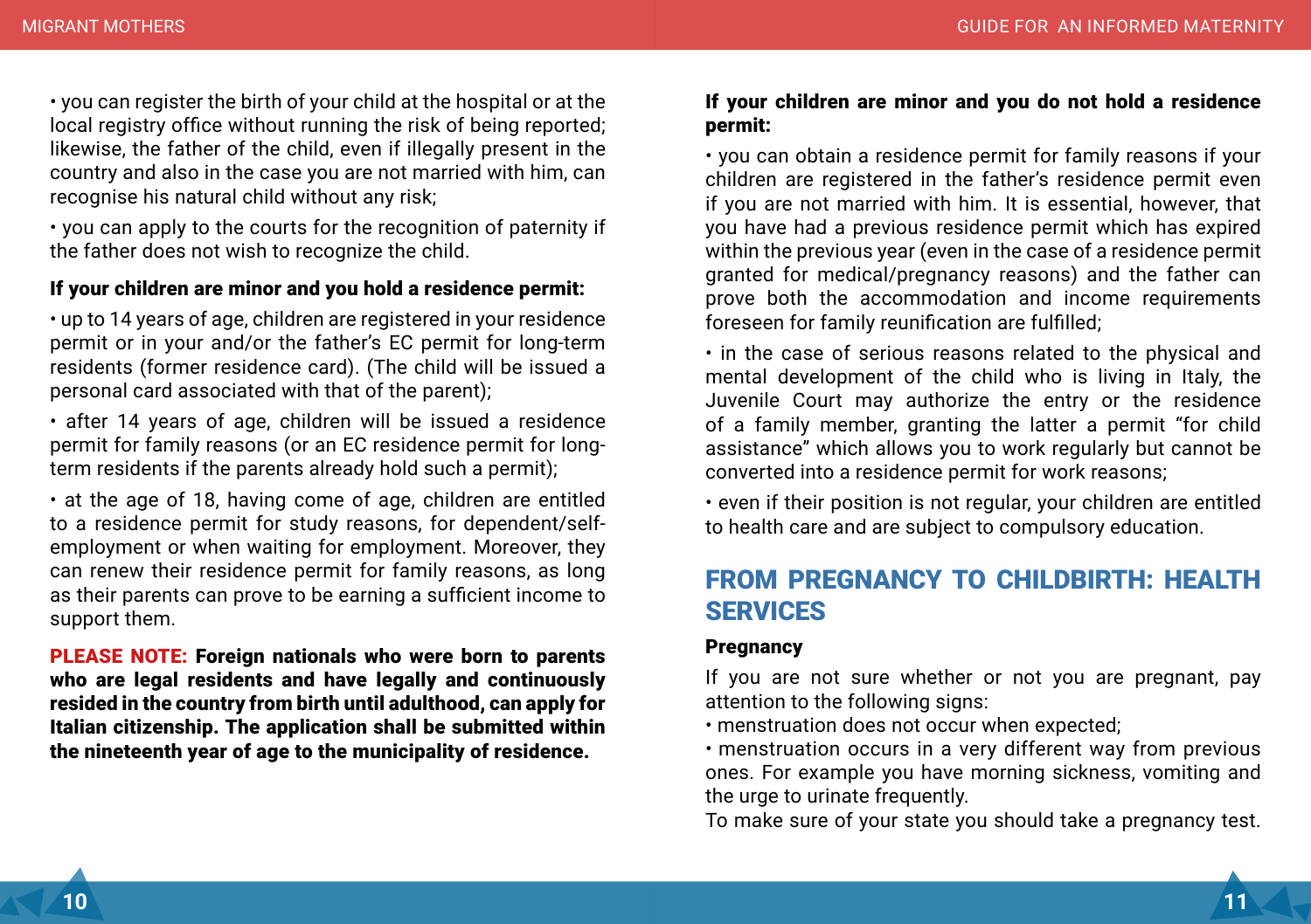• you can register the birth of your child at the hospital or at the local registry office without running the risk of being reported; likewise, the father of the child, even if illegally present in the country and also in the case you are not married with him, can recognise his natural child without any risk;

• you can apply to the courts for the recognition of paternity if the father does not wish to recognize the child.

**If your children are minor and you hold a residence permit:**

• up to 14 years of age, children are registered in your residence permit or in your and/or the father's EC permit for long-term residents (former residence card). (The child will be issued a personal card associated with that of the parent);

• after 14 years of age, children will be issued a residence permit for family reasons (or an EC residence permit for long-term residents if the parents already hold such a permit);

• at the age of 18, having come of age, children are entitled to a residence permit for study reasons, for dependent/self-employment or when waiting for employment. Moreover, they can renew their residence permit for family reasons, as long as their parents can prove to be earning a sufficient income to support them.

**PLEASE NOTE: Foreign nationals who were born to parents who are legal residents and have legally and continuously resided in the country from birth until adulthood, can apply for Italian citizenship. The application shall be submitted within the nineteenth year of age to the municipality of residence.**

**If your children are minor and you do not hold a residence permit:**

• you can obtain a residence permit for family reasons if your children are registered in the father's residence permit even if you are not married with him. It is essential, however, that you have had a previous residence permit which has expired within the previous year (even in the case of a residence permit granted for medical/pregnancy reasons) and the father can prove both the accommodation and income requirements foreseen for family reunification are fulfilled;

• in the case of serious reasons related to the physical and mental development of the child who is living in Italy, the Juvenile Court may authorize the entry or the residence of a family member, granting the latter a permit "for child assistance" which allows you to work regularly but cannot be converted into a residence permit for work reasons;

• even if their position is not regular, your children are entitled to health care and are subject to compulsory education.

## FROM PREGNANCY TO CHILDBIRTH: HEALTH SERVICES

### Pregnancy

If you are not sure whether or not you are pregnant, pay attention to the following signs:

• menstruation does not occur when expected;

• menstruation occurs in a very different way from previous ones. For example you have morning sickness, vomiting and the urge to urinate frequently.

To make sure of your state you should take a pregnancy test.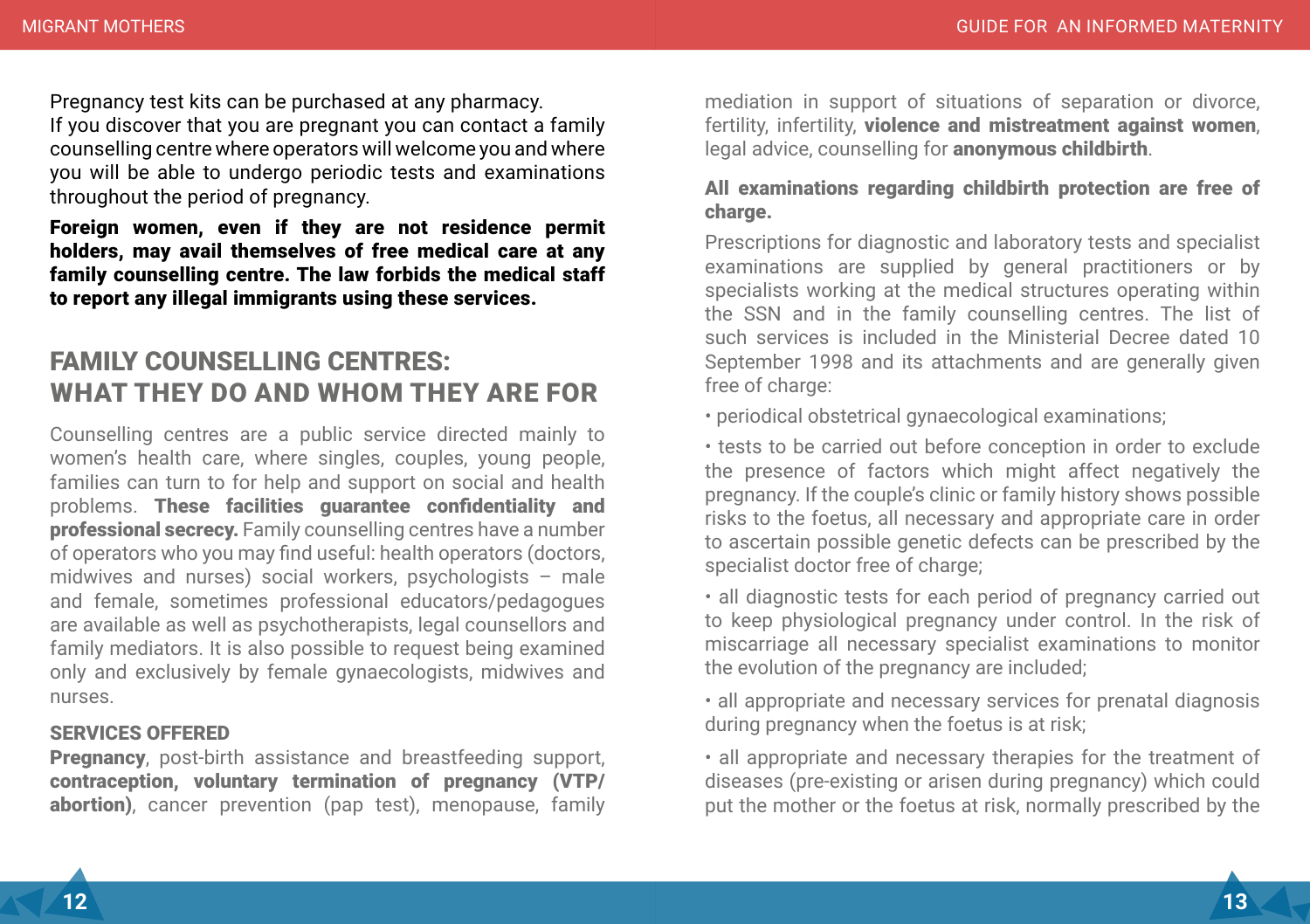Pregnancy test kits can be purchased at any pharmacy.
If you discover that you are pregnant you can contact a family counselling centre where operators will welcome you and where you will be able to undergo periodic tests and examinations throughout the period of pregnancy.

**Foreign women, even if they are not residence permit holders, may avail themselves of free medical care at any family counselling centre. The law forbids the medical staff to report any illegal immigrants using these services.**

## FAMILY COUNSELLING CENTRES: WHAT THEY DO AND WHOM THEY ARE FOR

Counselling centres are a public service directed mainly to women's health care, where singles, couples, young people, families can turn to for help and support on social and health problems. **These facilities guarantee confidentiality and professional secrecy.** Family counselling centres have a number of operators who you may find useful: health operators (doctors, midwives and nurses) social workers, psychologists – male and female, sometimes professional educators/pedagogues are available as well as psychotherapists, legal counsellors and family mediators. It is also possible to request being examined only and exclusively by female gynaecologists, midwives and nurses.

### SERVICES OFFERED

**Pregnancy**, post-birth assistance and breastfeeding support, **contraception, voluntary termination of pregnancy (VTP/abortion)**, cancer prevention (pap test), menopause, family mediation in support of situations of separation or divorce, fertility, infertility, **violence and mistreatment against women**, legal advice, counselling for **anonymous childbirth**.

**All examinations regarding childbirth protection are free of charge.**

Prescriptions for diagnostic and laboratory tests and specialist examinations are supplied by general practitioners or by specialists working at the medical structures operating within the SSN and in the family counselling centres. The list of such services is included in the Ministerial Decree dated 10 September 1998 and its attachments and are generally given free of charge:

- periodical obstetrical gynaecological examinations;
- tests to be carried out before conception in order to exclude the presence of factors which might affect negatively the pregnancy. If the couple's clinic or family history shows possible risks to the foetus, all necessary and appropriate care in order to ascertain possible genetic defects can be prescribed by the specialist doctor free of charge;
- all diagnostic tests for each period of pregnancy carried out to keep physiological pregnancy under control. In the risk of miscarriage all necessary specialist examinations to monitor the evolution of the pregnancy are included;
- all appropriate and necessary services for prenatal diagnosis during pregnancy when the foetus is at risk;
- all appropriate and necessary therapies for the treatment of diseases (pre-existing or arisen during pregnancy) which could put the mother or the foetus at risk, normally prescribed by the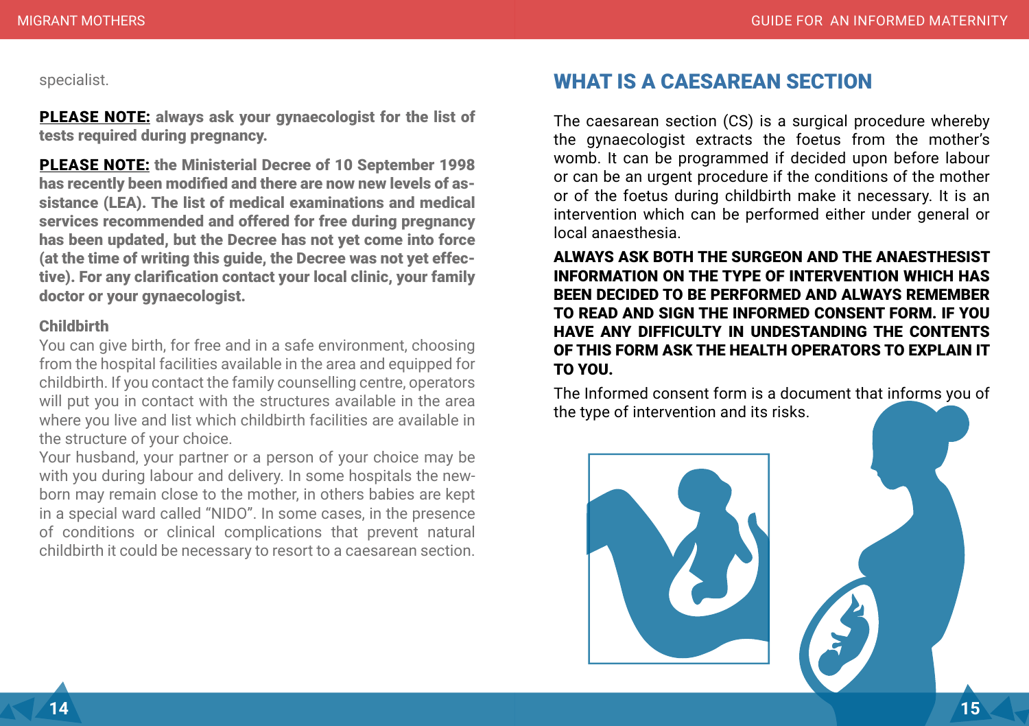specialist.

**PLEASE NOTE: always ask your gynaecologist for the list of tests required during pregnancy.**

**PLEASE NOTE: the Ministerial Decree of 10 September 1998 has recently been modified and there are now new levels of assistance (LEA). The list of medical examinations and medical services recommended and offered for free during pregnancy has been updated, but the Decree has not yet come into force (at the time of writing this guide, the Decree was not yet effective). For any clarification contact your local clinic, your family doctor or your gynaecologist.**

### Childbirth

You can give birth, for free and in a safe environment, choosing from the hospital facilities available in the area and equipped for childbirth. If you contact the family counselling centre, operators will put you in contact with the structures available in the area where you live and list which childbirth facilities are available in the structure of your choice.

Your husband, your partner or a person of your choice may be with you during labour and delivery. In some hospitals the newborn may remain close to the mother, in others babies are kept in a special ward called "NIDO". In some cases, in the presence of conditions or clinical complications that prevent natural childbirth it could be necessary to resort to a caesarean section.

## WHAT IS A CAESAREAN SECTION

The caesarean section (CS) is a surgical procedure whereby the gynaecologist extracts the foetus from the mother's womb. It can be programmed if decided upon before labour or can be an urgent procedure if the conditions of the mother or of the foetus during childbirth make it necessary. It is an intervention which can be performed either under general or local anaesthesia.

**ALWAYS ASK BOTH THE SURGEON AND THE ANAESTHESIST INFORMATION ON THE TYPE OF INTERVENTION WHICH HAS BEEN DECIDED TO BE PERFORMED AND ALWAYS REMEMBER TO READ AND SIGN THE INFORMED CONSENT FORM. IF YOU HAVE ANY DIFFICULTY IN UNDESTANDING THE CONTENTS OF THIS FORM ASK THE HEALTH OPERATORS TO EXPLAIN IT TO YOU.**

The Informed consent form is a document that informs you of the type of intervention and its risks.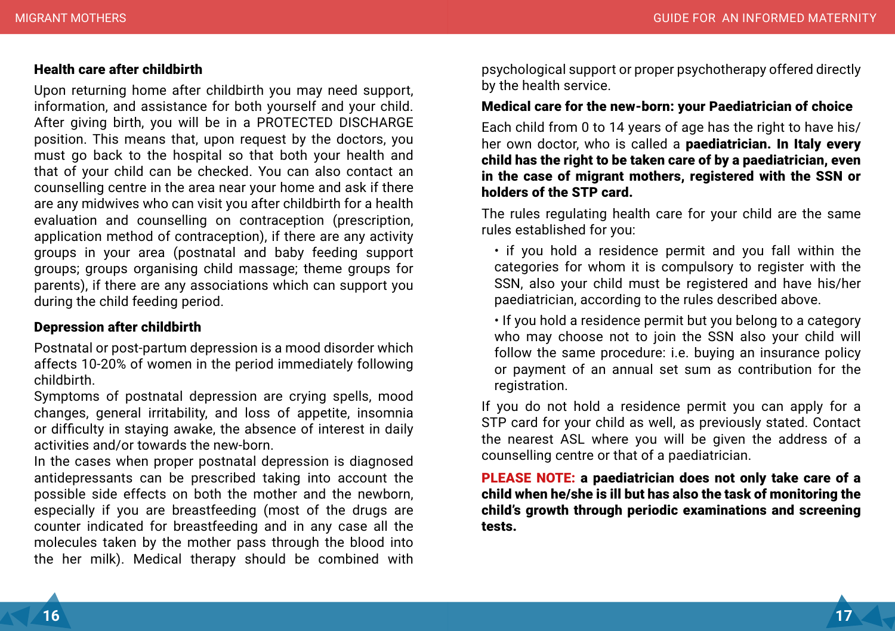### Health care after childbirth

Upon returning home after childbirth you may need support, information, and assistance for both yourself and your child. After giving birth, you will be in a PROTECTED DISCHARGE position. This means that, upon request by the doctors, you must go back to the hospital so that both your health and that of your child can be checked. You can also contact an counselling centre in the area near your home and ask if there are any midwives who can visit you after childbirth for a health evaluation and counselling on contraception (prescription, application method of contraception), if there are any activity groups in your area (postnatal and baby feeding support groups; groups organising child massage; theme groups for parents), if there are any associations which can support you during the child feeding period.

### Depression after childbirth

Postnatal or post-partum depression is a mood disorder which affects 10-20% of women in the period immediately following childbirth.
Symptoms of postnatal depression are crying spells, mood changes, general irritability, and loss of appetite, insomnia or difficulty in staying awake, the absence of interest in daily activities and/or towards the new-born.
In the cases when proper postnatal depression is diagnosed antidepressants can be prescribed taking into account the possible side effects on both the mother and the newborn, especially if you are breastfeeding (most of the drugs are counter indicated for breastfeeding and in any case all the molecules taken by the mother pass through the blood into the her milk). Medical therapy should be combined with psychological support or proper psychotherapy offered directly by the health service.

### Medical care for the new-born: your Paediatrician of choice

Each child from 0 to 14 years of age has the right to have his/her own doctor, who is called a **paediatrician. In Italy every child has the right to be taken care of by a paediatrician, even in the case of migrant mothers, registered with the SSN or holders of the STP card.**

The rules regulating health care for your child are the same rules established for you:

- if you hold a residence permit and you fall within the categories for whom it is compulsory to register with the SSN, also your child must be registered and have his/her paediatrician, according to the rules described above.
- If you hold a residence permit but you belong to a category who may choose not to join the SSN also your child will follow the same procedure: i.e. buying an insurance policy or payment of an annual set sum as contribution for the registration.

If you do not hold a residence permit you can apply for a STP card for your child as well, as previously stated. Contact the nearest ASL where you will be given the address of a counselling centre or that of a paediatrician.

**PLEASE NOTE: a paediatrician does not only take care of a child when he/she is ill but has also the task of monitoring the child's growth through periodic examinations and screening tests.**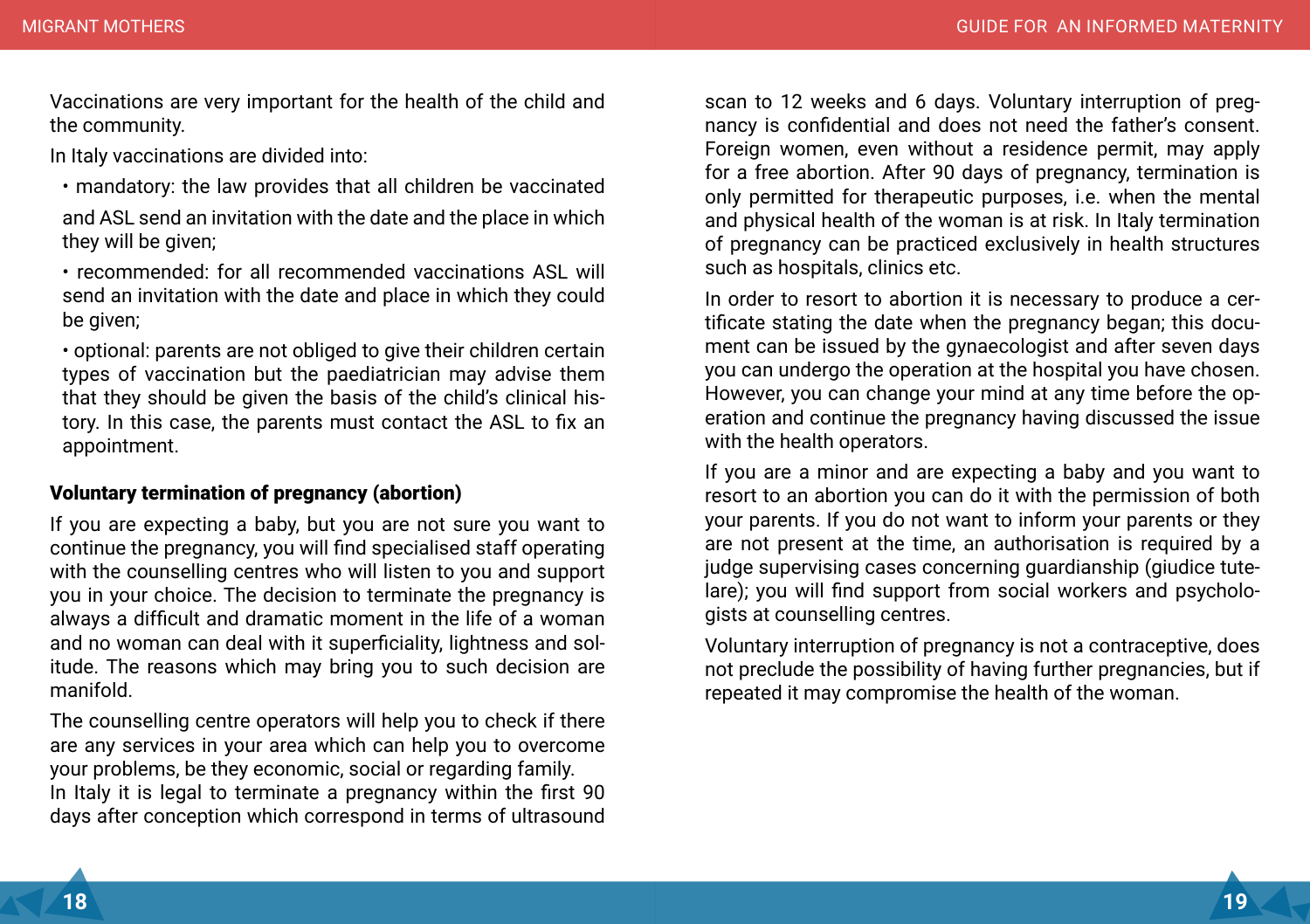Vaccinations are very important for the health of the child and the community.

In Italy vaccinations are divided into:

- mandatory: the law provides that all children be vaccinated and ASL send an invitation with the date and the place in which they will be given;
- recommended: for all recommended vaccinations ASL will send an invitation with the date and place in which they could be given;
- optional: parents are not obliged to give their children certain types of vaccination but the paediatrician may advise them that they should be given the basis of the child's clinical history. In this case, the parents must contact the ASL to fix an appointment.

**Voluntary termination of pregnancy (abortion)**

If you are expecting a baby, but you are not sure you want to continue the pregnancy, you will find specialised staff operating with the counselling centres who will listen to you and support you in your choice. The decision to terminate the pregnancy is always a difficult and dramatic moment in the life of a woman and no woman can deal with it superficiality, lightness and solitude. The reasons which may bring you to such decision are manifold.

The counselling centre operators will help you to check if there are any services in your area which can help you to overcome your problems, be they economic, social or regarding family.
In Italy it is legal to terminate a pregnancy within the first 90 days after conception which correspond in terms of ultrasound scan to 12 weeks and 6 days. Voluntary interruption of pregnancy is confidential and does not need the father's consent. Foreign women, even without a residence permit, may apply for a free abortion. After 90 days of pregnancy, termination is only permitted for therapeutic purposes, i.e. when the mental and physical health of the woman is at risk. In Italy termination of pregnancy can be practiced exclusively in health structures such as hospitals, clinics etc.

In order to resort to abortion it is necessary to produce a certificate stating the date when the pregnancy began; this document can be issued by the gynaecologist and after seven days you can undergo the operation at the hospital you have chosen. However, you can change your mind at any time before the operation and continue the pregnancy having discussed the issue with the health operators.

If you are a minor and are expecting a baby and you want to resort to an abortion you can do it with the permission of both your parents. If you do not want to inform your parents or they are not present at the time, an authorisation is required by a judge supervising cases concerning guardianship (giudice tutelare); you will find support from social workers and psychologists at counselling centres.

Voluntary interruption of pregnancy is not a contraceptive, does not preclude the possibility of having further pregnancies, but if repeated it may compromise the health of the woman.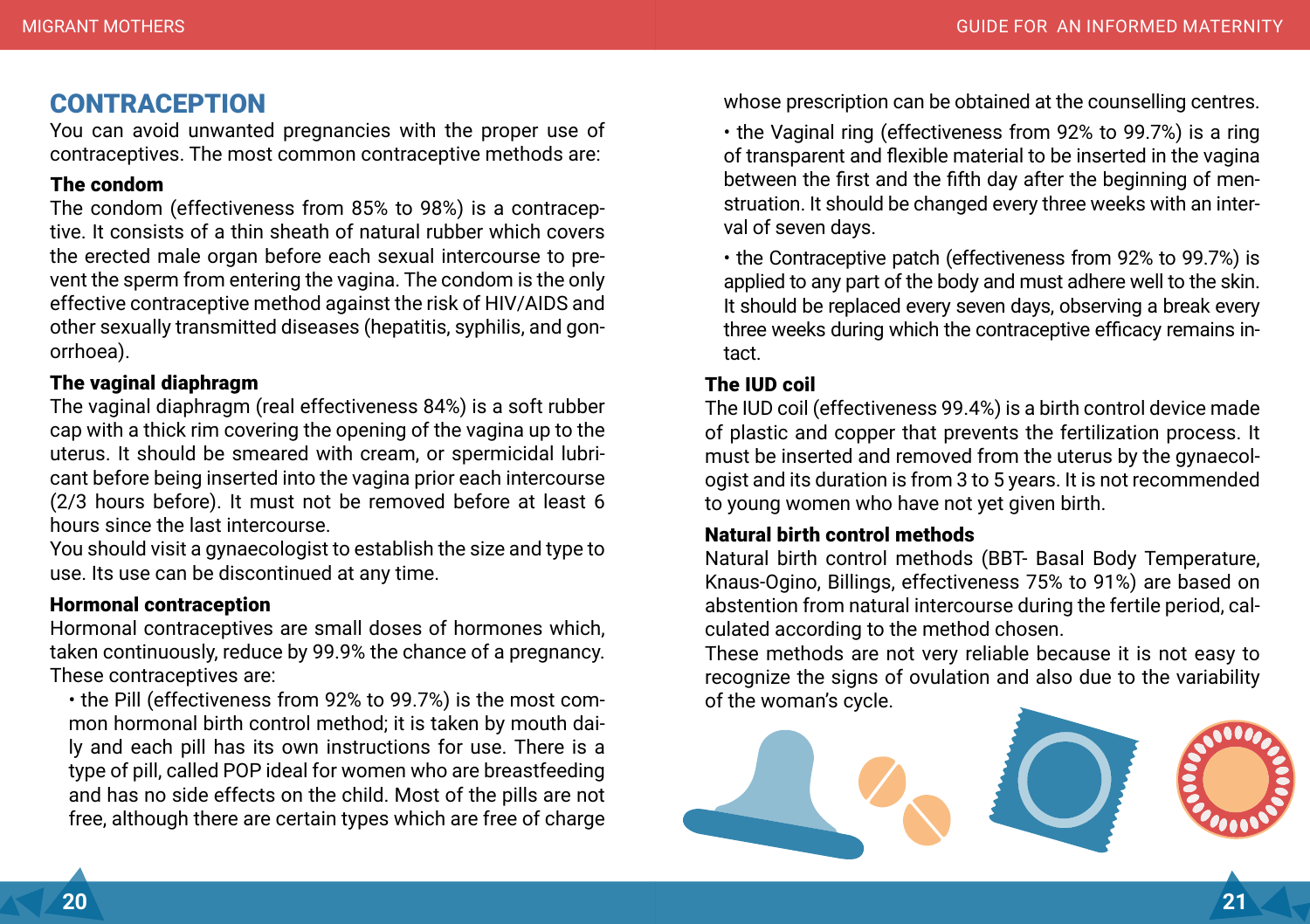## CONTRACEPTION

You can avoid unwanted pregnancies with the proper use of contraceptives. The most common contraceptive methods are:

### The condom

The condom (effectiveness from 85% to 98%) is a contraceptive. It consists of a thin sheath of natural rubber which covers the erected male organ before each sexual intercourse to prevent the sperm from entering the vagina. The condom is the only effective contraceptive method against the risk of HIV/AIDS and other sexually transmitted diseases (hepatitis, syphilis, and gonorrhoea).

### The vaginal diaphragm

The vaginal diaphragm (real effectiveness 84%) is a soft rubber cap with a thick rim covering the opening of the vagina up to the uterus. It should be smeared with cream, or spermicidal lubricant before being inserted into the vagina prior each intercourse (2/3 hours before). It must not be removed before at least 6 hours since the last intercourse.
You should visit a gynaecologist to establish the size and type to use. Its use can be discontinued at any time.

### Hormonal contraception

Hormonal contraceptives are small doses of hormones which, taken continuously, reduce by 99.9% the chance of a pregnancy. These contraceptives are:

- the Pill (effectiveness from 92% to 99.7%) is the most common hormonal birth control method; it is taken by mouth daily and each pill has its own instructions for use. There is a type of pill, called POP ideal for women who are breastfeeding and has no side effects on the child. Most of the pills are not free, although there are certain types which are free of charge whose prescription can be obtained at the counselling centres.
- the Vaginal ring (effectiveness from 92% to 99.7%) is a ring of transparent and flexible material to be inserted in the vagina between the first and the fifth day after the beginning of menstruation. It should be changed every three weeks with an interval of seven days.
- the Contraceptive patch (effectiveness from 92% to 99.7%) is applied to any part of the body and must adhere well to the skin. It should be replaced every seven days, observing a break every three weeks during which the contraceptive efficacy remains intact.

### The IUD coil

The IUD coil (effectiveness 99.4%) is a birth control device made of plastic and copper that prevents the fertilization process. It must be inserted and removed from the uterus by the gynaecologist and its duration is from 3 to 5 years. It is not recommended to young women who have not yet given birth.

### Natural birth control methods

Natural birth control methods (BBT- Basal Body Temperature, Knaus-Ogino, Billings, effectiveness 75% to 91%) are based on abstention from natural intercourse during the fertile period, calculated according to the method chosen.
These methods are not very reliable because it is not easy to recognize the signs of ovulation and also due to the variability of the woman's cycle.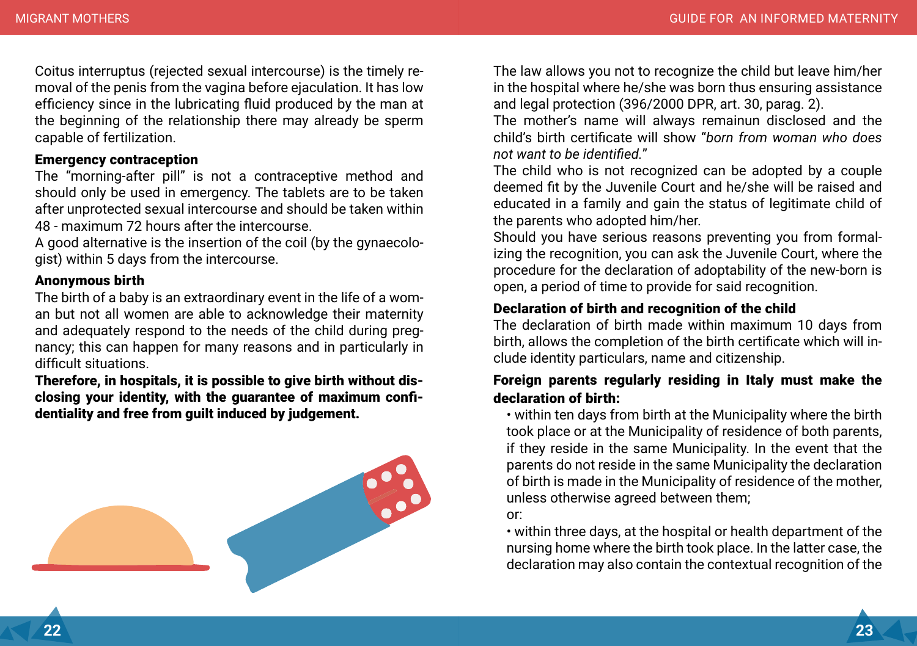Coitus interruptus (rejected sexual intercourse) is the timely removal of the penis from the vagina before ejaculation. It has low efficiency since in the lubricating fluid produced by the man at the beginning of the relationship there may already be sperm capable of fertilization.

**Emergency contraception**

The "morning-after pill" is not a contraceptive method and should only be used in emergency. The tablets are to be taken after unprotected sexual intercourse and should be taken within 48 - maximum 72 hours after the intercourse.

A good alternative is the insertion of the coil (by the gynaecologist) within 5 days from the intercourse.

**Anonymous birth**

The birth of a baby is an extraordinary event in the life of a woman but not all women are able to acknowledge their maternity and adequately respond to the needs of the child during pregnancy; this can happen for many reasons and in particularly in difficult situations.

**Therefore, in hospitals, it is possible to give birth without disclosing your identity, with the guarantee of maximum confidentiality and free from guilt induced by judgement.**

The law allows you not to recognize the child but leave him/her in the hospital where he/she was born thus ensuring assistance and legal protection (396/2000 DPR, art. 30, parag. 2).

The mother's name will always remainun disclosed and the child's birth certificate will show "*born from woman who does not want to be identified.*"

The child who is not recognized can be adopted by a couple deemed fit by the Juvenile Court and he/she will be raised and educated in a family and gain the status of legitimate child of the parents who adopted him/her.

Should you have serious reasons preventing you from formalizing the recognition, you can ask the Juvenile Court, where the procedure for the declaration of adoptability of the new-born is open, a period of time to provide for said recognition.

**Declaration of birth and recognition of the child**

The declaration of birth made within maximum 10 days from birth, allows the completion of the birth certificate which will include identity particulars, name and citizenship.

**Foreign parents regularly residing in Italy must make the declaration of birth:**

- within ten days from birth at the Municipality where the birth took place or at the Municipality of residence of both parents, if they reside in the same Municipality. In the event that the parents do not reside in the same Municipality the declaration of birth is made in the Municipality of residence of the mother, unless otherwise agreed between them;

  or:

- within three days, at the hospital or health department of the nursing home where the birth took place. In the latter case, the declaration may also contain the contextual recognition of the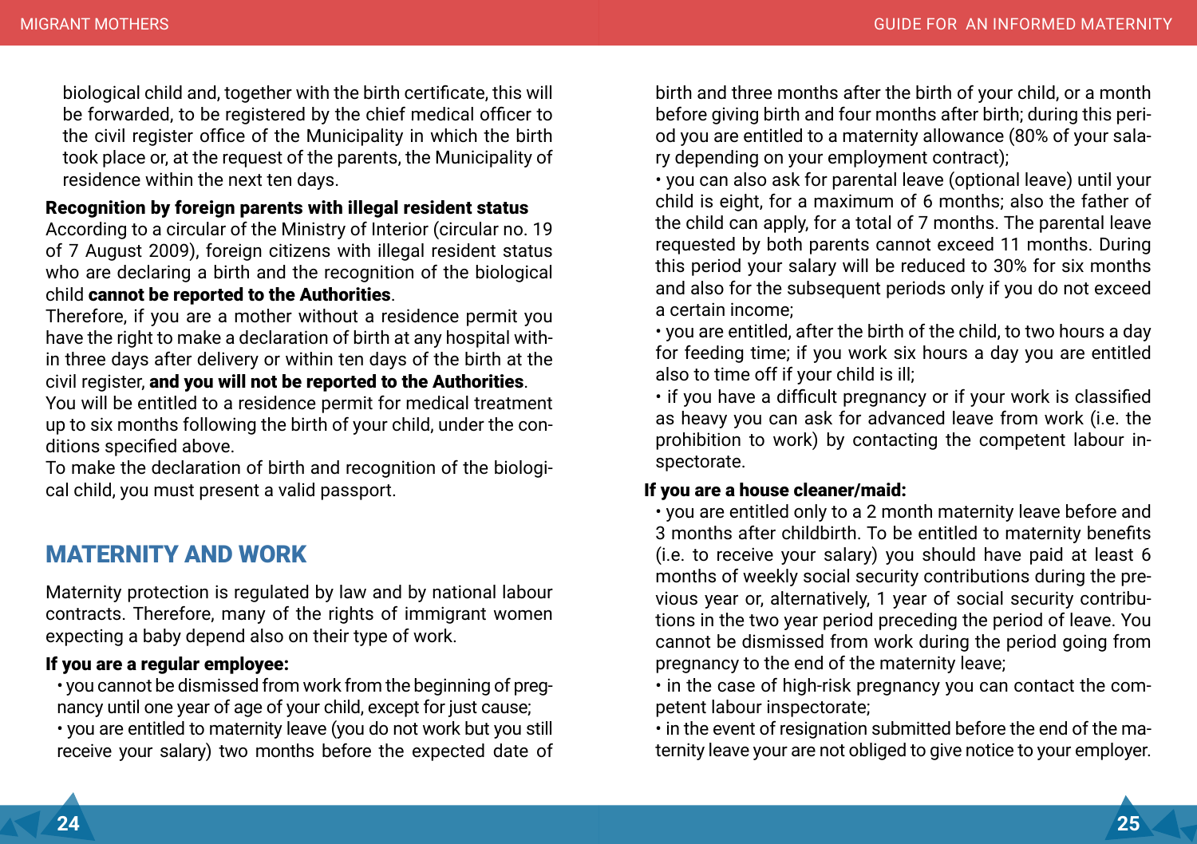biological child and, together with the birth certificate, this will be forwarded, to be registered by the chief medical officer to the civil register office of the Municipality in which the birth took place or, at the request of the parents, the Municipality of residence within the next ten days.

**Recognition by foreign parents with illegal resident status**

According to a circular of the Ministry of Interior (circular no. 19 of 7 August 2009), foreign citizens with illegal resident status who are declaring a birth and the recognition of the biological child **cannot be reported to the Authorities**.

Therefore, if you are a mother without a residence permit you have the right to make a declaration of birth at any hospital within three days after delivery or within ten days of the birth at the civil register, **and you will not be reported to the Authorities**.

You will be entitled to a residence permit for medical treatment up to six months following the birth of your child, under the conditions specified above.

To make the declaration of birth and recognition of the biological child, you must present a valid passport.

## MATERNITY AND WORK

Maternity protection is regulated by law and by national labour contracts. Therefore, many of the rights of immigrant women expecting a baby depend also on their type of work.

**If you are a regular employee:**

- you cannot be dismissed from work from the beginning of pregnancy until one year of age of your child, except for just cause;
- you are entitled to maternity leave (you do not work but you still receive your salary) two months before the expected date of birth and three months after the birth of your child, or a month before giving birth and four months after birth; during this period you are entitled to a maternity allowance (80% of your salary depending on your employment contract);
- you can also ask for parental leave (optional leave) until your child is eight, for a maximum of 6 months; also the father of the child can apply, for a total of 7 months. The parental leave requested by both parents cannot exceed 11 months. During this period your salary will be reduced to 30% for six months and also for the subsequent periods only if you do not exceed a certain income;
- you are entitled, after the birth of the child, to two hours a day for feeding time; if you work six hours a day you are entitled also to time off if your child is ill;
- if you have a difficult pregnancy or if your work is classified as heavy you can ask for advanced leave from work (i.e. the prohibition to work) by contacting the competent labour inspectorate.

**If you are a house cleaner/maid:**

- you are entitled only to a 2 month maternity leave before and 3 months after childbirth. To be entitled to maternity benefits (i.e. to receive your salary) you should have paid at least 6 months of weekly social security contributions during the previous year or, alternatively, 1 year of social security contributions in the two year period preceding the period of leave. You cannot be dismissed from work during the period going from pregnancy to the end of the maternity leave;
- in the case of high-risk pregnancy you can contact the competent labour inspectorate;
- in the event of resignation submitted before the end of the maternity leave your are not obliged to give notice to your employer.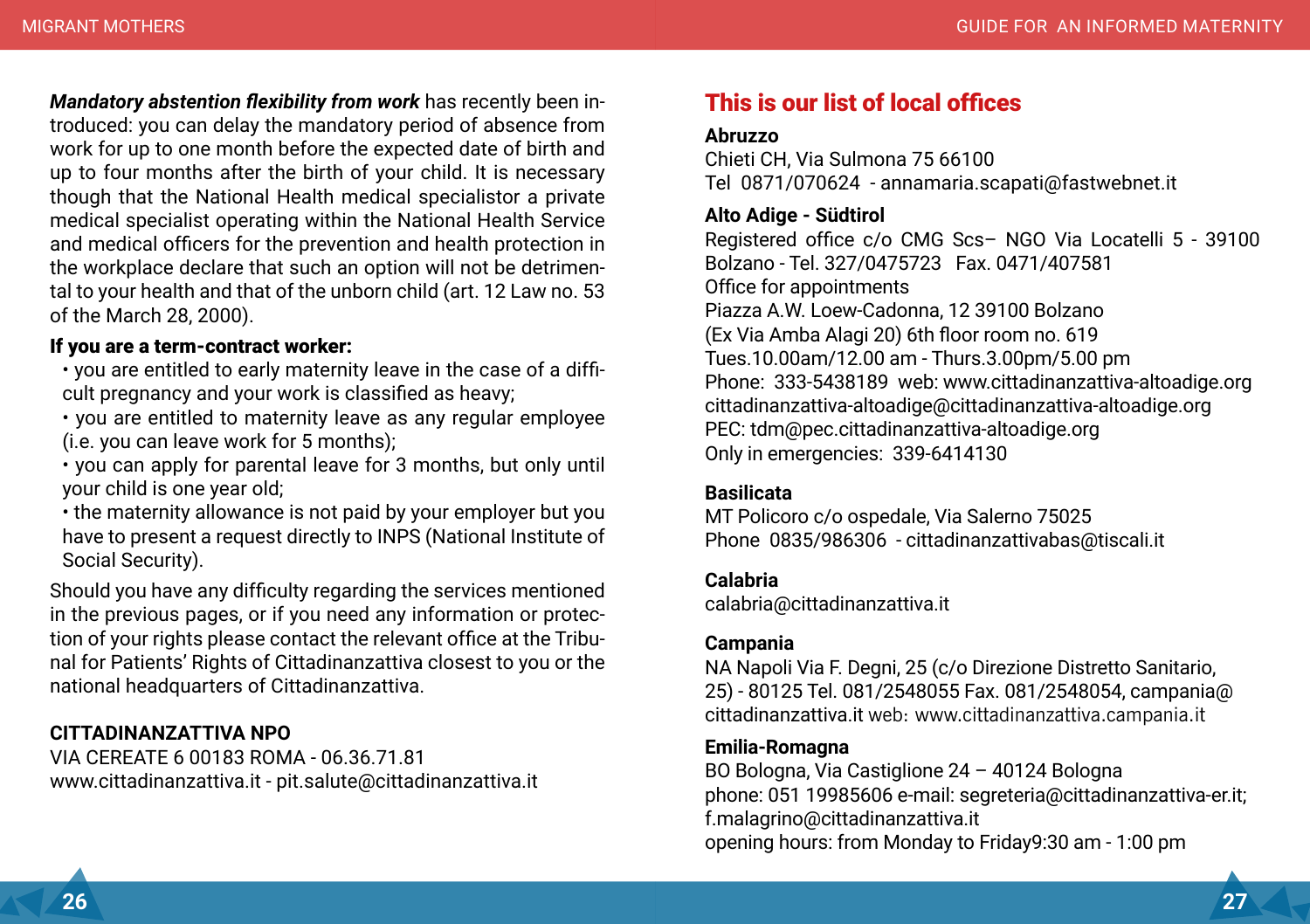***Mandatory abstention flexibility from work*** has recently been introduced: you can delay the mandatory period of absence from work for up to one month before the expected date of birth and up to four months after the birth of your child. It is necessary though that the National Health medical specialistor a private medical specialist operating within the National Health Service and medical officers for the prevention and health protection in the workplace declare that such an option will not be detrimental to your health and that of the unborn child (art. 12 Law no. 53 of the March 28, 2000).

**If you are a term-contract worker:**

- you are entitled to early maternity leave in the case of a difficult pregnancy and your work is classified as heavy;
- you are entitled to maternity leave as any regular employee (i.e. you can leave work for 5 months);
- you can apply for parental leave for 3 months, but only until your child is one year old;
- the maternity allowance is not paid by your employer but you have to present a request directly to INPS (National Institute of Social Security).

Should you have any difficulty regarding the services mentioned in the previous pages, or if you need any information or protection of your rights please contact the relevant office at the Tribunal for Patients' Rights of Cittadinanzattiva closest to you or the national headquarters of Cittadinanzattiva.

**CITTADINANZATTIVA NPO**
VIA CEREATE 6 00183 ROMA - 06.36.71.81
www.cittadinanzattiva.it - pit.salute@cittadinanzattiva.it

## This is our list of local offices

**Abruzzo**
Chieti CH, Via Sulmona 75 66100
Tel 0871/070624 - annamaria.scapati@fastwebnet.it

**Alto Adige - Südtirol**
Registered office c/o CMG Scs– NGO Via Locatelli 5 - 39100 Bolzano - Tel. 327/0475723 Fax. 0471/407581
Office for appointments
Piazza A.W. Loew-Cadonna, 12 39100 Bolzano
(Ex Via Amba Alagi 20) 6th floor room no. 619
Tues.10.00am/12.00 am - Thurs.3.00pm/5.00 pm
Phone: 333-5438189 web: www.cittadinanzattiva-altoadige.org
cittadinanzattiva-altoadige@cittadinanzattiva-altoadige.org
PEC: tdm@pec.cittadinanzattiva-altoadige.org
Only in emergencies: 339-6414130

**Basilicata**
MT Policoro c/o ospedale, Via Salerno 75025
Phone 0835/986306 - cittadinanzattivabas@tiscali.it

**Calabria**
calabria@cittadinanzattiva.it

**Campania**
NA Napoli Via F. Degni, 25 (c/o Direzione Distretto Sanitario, 25) - 80125 Tel. 081/2548055 Fax. 081/2548054, campania@cittadinanzattiva.it web: www.cittadinanzattiva.campania.it

**Emilia-Romagna**
BO Bologna, Via Castiglione 24 – 40124 Bologna
phone: 051 19985606 e-mail: segreteria@cittadinanzattiva-er.it; f.malagrino@cittadinanzattiva.it
opening hours: from Monday to Friday9:30 am - 1:00 pm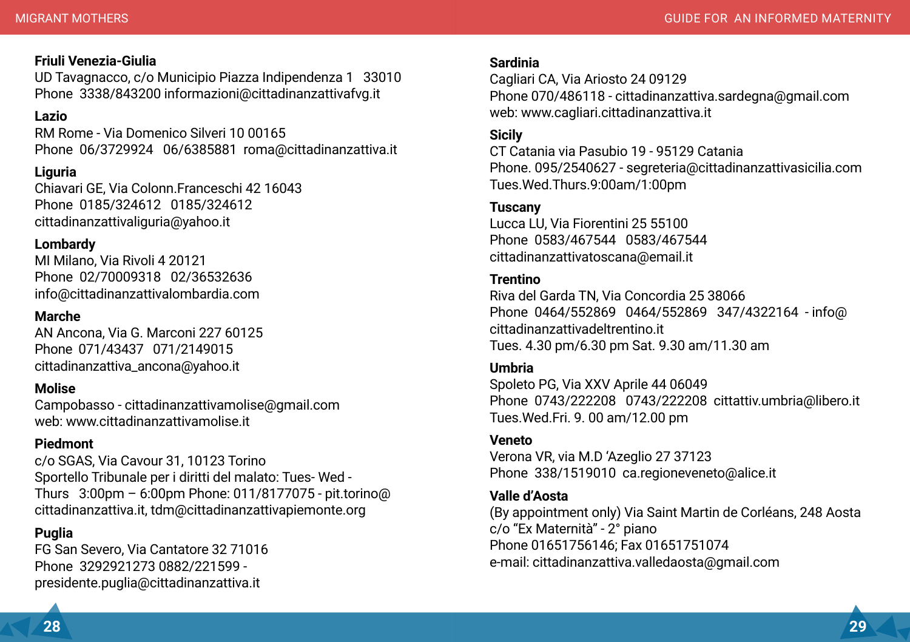**Friuli Venezia-Giulia**
UD Tavagnacco, c/o Municipio Piazza Indipendenza 1 33010
Phone 3338/843200 informazioni@cittadinanzattivafvg.it

**Lazio**
RM Rome - Via Domenico Silveri 10 00165
Phone 06/3729924 06/6385881 roma@cittadinanzattiva.it

**Liguria**
Chiavari GE, Via Colonn.Franceschi 42 16043
Phone 0185/324612 0185/324612
cittadinanzattivaliguria@yahoo.it

**Lombardy**
MI Milano, Via Rivoli 4 20121
Phone 02/70009318 02/36532636
info@cittadinanzattivalombardia.com

**Marche**
AN Ancona, Via G. Marconi 227 60125
Phone 071/43437 071/2149015
cittadinanzattiva_ancona@yahoo.it

**Molise**
Campobasso - cittadinanzattivamolise@gmail.com
web: www.cittadinanzattivamolise.it

**Piedmont**
c/o SGAS, Via Cavour 31, 10123 Torino
Sportello Tribunale per i diritti del malato: Tues- Wed - Thurs 3:00pm – 6:00pm Phone: 011/8177075 - pit.torino@cittadinanzattiva.it, tdm@cittadinanzattivapiemonte.org

**Puglia**
FG San Severo, Via Cantatore 32 71016
Phone 3292921273 0882/221599 -
presidente.puglia@cittadinanzattiva.it

**Sardinia**
Cagliari CA, Via Ariosto 24 09129
Phone 070/486118 - cittadinanzattiva.sardegna@gmail.com
web: www.cagliari.cittadinanzattiva.it

**Sicily**
CT Catania via Pasubio 19 - 95129 Catania
Phone. 095/2540627 - segreteria@cittadinanzattivasicilia.com
Tues.Wed.Thurs.9:00am/1:00pm

**Tuscany**
Lucca LU, Via Fiorentini 25 55100
Phone 0583/467544 0583/467544
cittadinanzattivatoscana@email.it

**Trentino**
Riva del Garda TN, Via Concordia 25 38066
Phone 0464/552869 0464/552869 347/4322164 - info@cittadinanzattivadeltrentino.it
Tues. 4.30 pm/6.30 pm Sat. 9.30 am/11.30 am

**Umbria**
Spoleto PG, Via XXV Aprile 44 06049
Phone 0743/222208 0743/222208 cittattiv.umbria@libero.it
Tues.Wed.Fri. 9. 00 am/12.00 pm

**Veneto**
Verona VR, via M.D ‘Azeglio 27 37123
Phone 338/1519010 ca.regioneveneto@alice.it

**Valle d’Aosta**
(By appointment only) Via Saint Martin de Corléans, 248 Aosta
c/o “Ex Maternità” - 2° piano
Phone 01651756146; Fax 01651751074
e-mail: cittadinanzattiva.valledaosta@gmail.com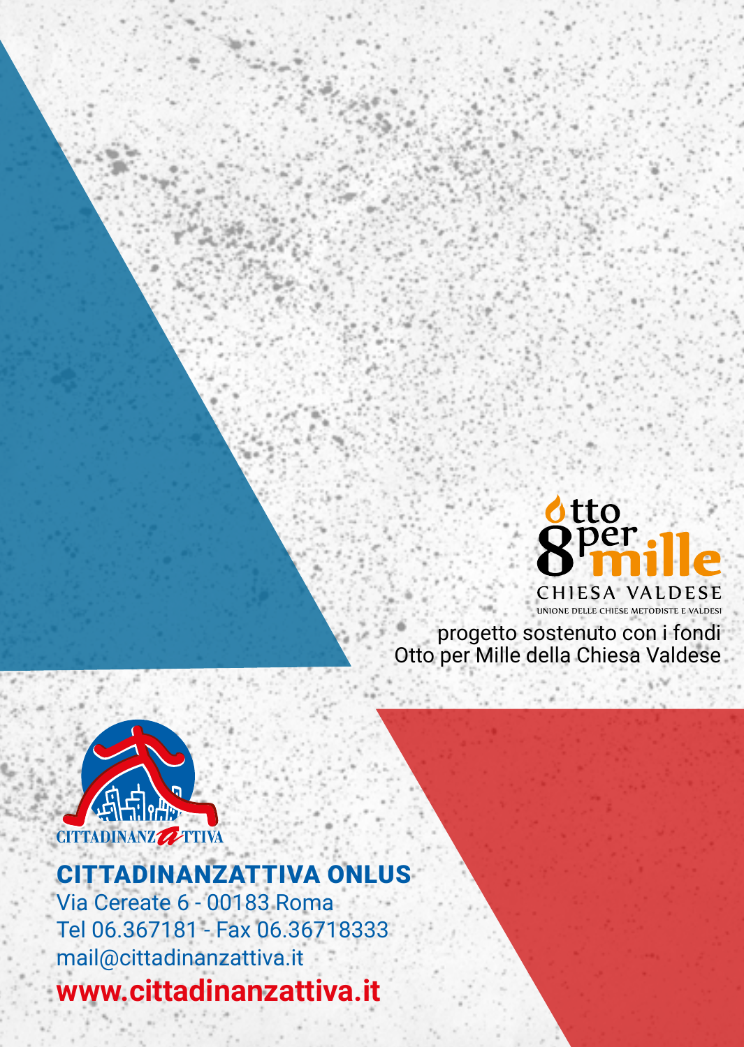Otto per mille
CHIESA VALDESE
UNIONE DELLE CHIESE METODISTE E VALDESI

progetto sostenuto con i fondi
Otto per Mille della Chiesa Valdese

CITTADINANZATTIVA

**CITTADINANZATTIVA ONLUS**

Via Cereate 6 - 00183 Roma

Tel 06.367181 - Fax 06.36718333

mail@cittadinanzattiva.it

**www.cittadinanzattiva.it**